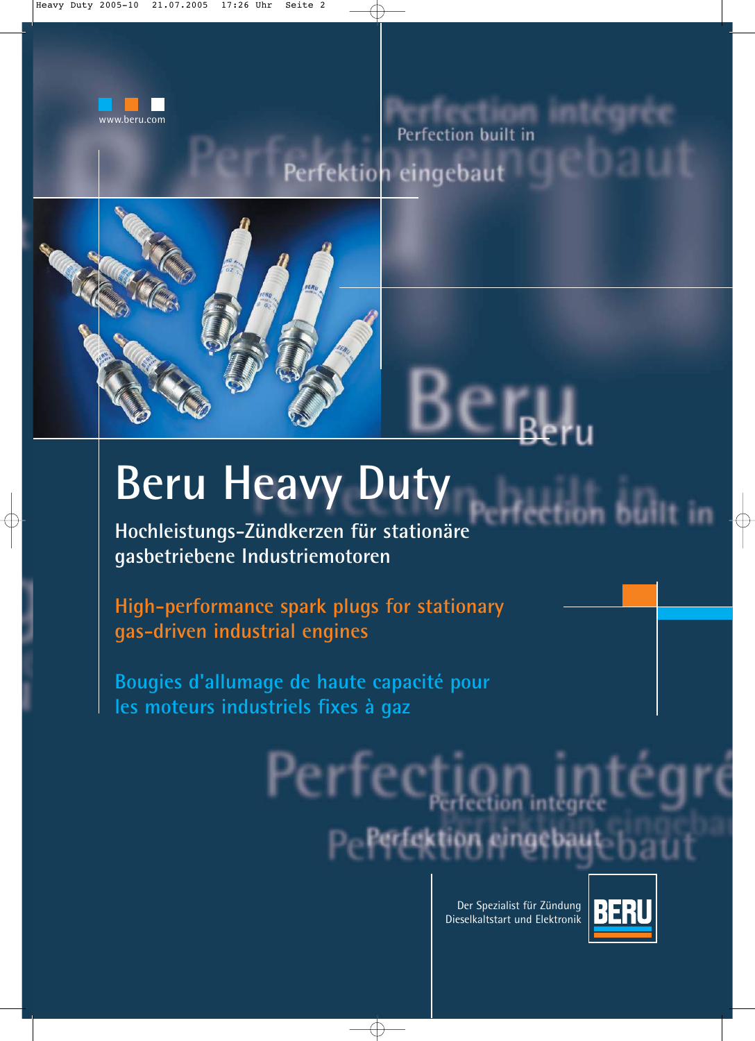www.beru.com

Perfection built in

Perfektion eingebaut

Beru

# Beru Heavy Duty

**Hochleistungs-Zündkerzen für stationäre gasbetriebene Industriemotoren**

**High-performance spark plugs for stationary gas-driven industrial engines**

**Bougies d'allumage de haute capacité pour les moteurs industriels fixes à gaz**

Perfection intégrée

Perfektion eingebaut

Der Spezialist für Zündung
Dieselkaltstart und Elektronik

BERU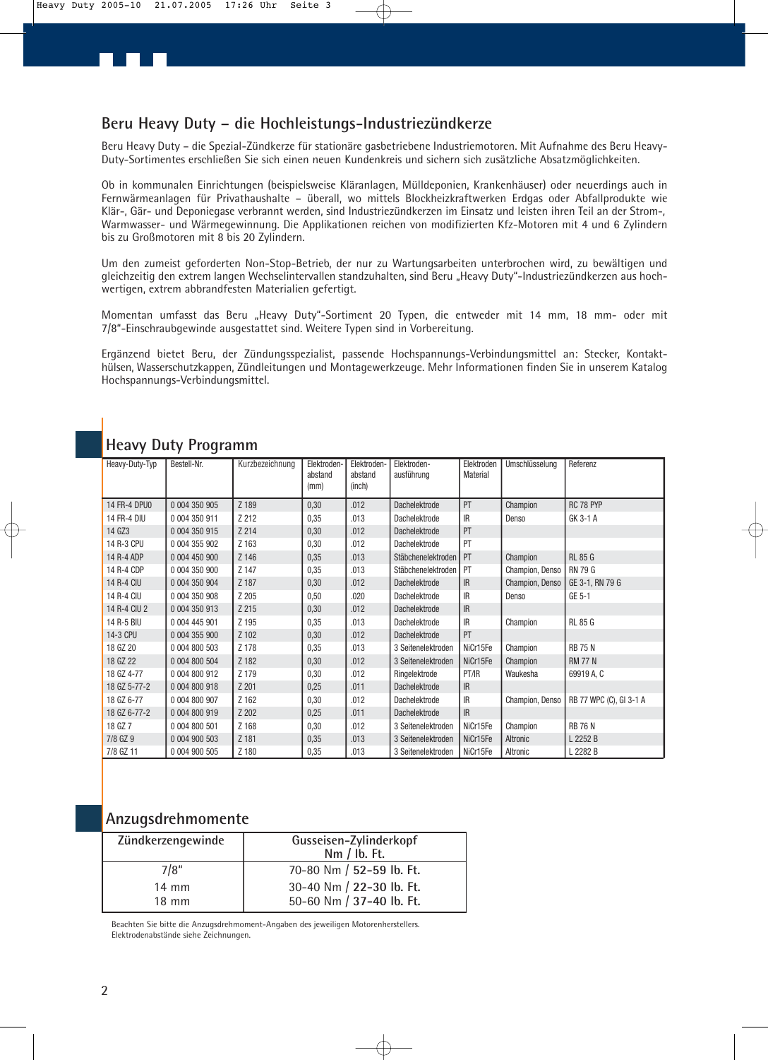## Beru Heavy Duty – die Hochleistungs-Industriezündkerze

Beru Heavy Duty – die Spezial-Zündkerze für stationäre gasbetriebene Industriemotoren. Mit Aufnahme des Beru Heavy-Duty-Sortimentes erschließen Sie sich einen neuen Kundenkreis und sichern sich zusätzliche Absatzmöglichkeiten.

Ob in kommunalen Einrichtungen (beispielsweise Kläranlagen, Mülldeponien, Krankenhäuser) oder neuerdings auch in Fernwärmeanlagen für Privathaushalte – überall, wo mittels Blockheizkraftwerken Erdgas oder Abfallprodukte wie Klär-, Gär- und Deponiegase verbrannt werden, sind Industriezündkerzen im Einsatz und leisten ihren Teil an der Strom-, Warmwasser- und Wärmegewinnung. Die Applikationen reichen von modifizierten Kfz-Motoren mit 4 und 6 Zylindern bis zu Großmotoren mit 8 bis 20 Zylindern.

Um den zumeist geforderten Non-Stop-Betrieb, der nur zu Wartungsarbeiten unterbrochen wird, zu bewältigen und gleichzeitig den extrem langen Wechselintervallen standzuhalten, sind Beru „Heavy Duty"-Industriezündkerzen aus hochwertigen, extrem abbrandfesten Materialien gefertigt.

Momentan umfasst das Beru „Heavy Duty"-Sortiment 20 Typen, die entweder mit 14 mm, 18 mm- oder mit 7/8"-Einschraubgewinde ausgestattet sind. Weitere Typen sind in Vorbereitung.

Ergänzend bietet Beru, der Zündungsspezialist, passende Hochspannungs-Verbindungsmittel an: Stecker, Kontakthülsen, Wasserschutzkappen, Zündleitungen und Montagewerkzeuge. Mehr Informationen finden Sie in unserem Katalog Hochspannungs-Verbindungsmittel.

## Heavy Duty Programm

| Heavy-Duty-Typ | Bestell-Nr. | Kurzbezeichnung | Elektrodenabstand (mm) | Elektrodenabstand (inch) | Elektrodenausführung | Elektroden Material | Umschlüsselung | Referenz |
|---|---|---|---|---|---|---|---|---|
| 14 FR-4 DPUO | 0 004 350 905 | Z 189 | 0,30 | .012 | Dachelektrode | PT | Champion | RC 78 PYP |
| 14 FR-4 DIU | 0 004 350 911 | Z 212 | 0,35 | .013 | Dachelektrode | IR | Denso | GK 3-1 A |
| 14 GZ3 | 0 004 350 915 | Z 214 | 0,30 | .012 | Dachelektrode | PT | | |
| 14 R-3 CPU | 0 004 355 902 | Z 163 | 0,30 | .012 | Dachelektrode | PT | | |
| 14 R-4 ADP | 0 004 450 900 | Z 146 | 0,35 | .013 | Stäbchenelektroden | PT | Champion | RL 85 G |
| 14 R-4 CDP | 0 004 350 900 | Z 147 | 0,35 | .013 | Stäbchenelektroden | PT | Champion, Denso | RN 79 G |
| 14 R-4 CIU | 0 004 350 904 | Z 187 | 0,30 | .012 | Dachelektrode | IR | Champion, Denso | GE 3-1, RN 79 G |
| 14 R-4 CIU | 0 004 350 908 | Z 205 | 0,50 | .020 | Dachelektrode | IR | Denso | GE 5-1 |
| 14 R-4 CIU 2 | 0 004 350 913 | Z 215 | 0,30 | .012 | Dachelektrode | IR | | |
| 14 R-5 BIU | 0 004 445 901 | Z 195 | 0,35 | .013 | Dachelektrode | IR | Champion | RL 85 G |
| 14-3 CPU | 0 004 355 900 | Z 102 | 0,30 | .012 | Dachelektrode | PT | | |
| 18 GZ 20 | 0 004 800 503 | Z 178 | 0,35 | .013 | 3 Seitenelektroden | NiCr15Fe | Champion | RB 75 N |
| 18 GZ 22 | 0 004 800 504 | Z 182 | 0,30 | .012 | 3 Seitenelektroden | NiCr15Fe | Champion | RM 77 N |
| 18 GZ 4-77 | 0 004 800 912 | Z 179 | 0,30 | .012 | Ringelektrode | PT/IR | Waukesha | 69919 A, C |
| 18 GZ 5-77-2 | 0 004 800 918 | Z 201 | 0,25 | .011 | Dachelektrode | IR | | |
| 18 GZ 6-77 | 0 004 800 907 | Z 162 | 0,30 | .012 | Dachelektrode | IR | Champion, Denso | RB 77 WPC (C), GI 3-1 A |
| 18 GZ 6-77-2 | 0 004 800 919 | Z 202 | 0,25 | .011 | Dachelektrode | IR | | |
| 18 GZ 7 | 0 004 800 501 | Z 168 | 0,30 | .012 | 3 Seitenelektroden | NiCr15Fe | Champion | RB 76 N |
| 7/8 GZ 9 | 0 004 900 503 | Z 181 | 0,35 | .013 | 3 Seitenelektroden | NiCr15Fe | Altronic | L 2252 B |
| 7/8 GZ 11 | 0 004 900 505 | Z 180 | 0,35 | .013 | 3 Seitenelektroden | NiCr15Fe | Altronic | L 2282 B |

## Anzugsdrehmomente

| Zündkerzengewinde | Gusseisen-Zylinderkopf Nm / lb. Ft. |
|---|---|
| 7/8" | 70-80 Nm / **52-59 lb. Ft.** |
| 14 mm | 30-40 Nm / **22-30 lb. Ft.** |
| 18 mm | 50-60 Nm / **37-40 lb. Ft.** |

Beachten Sie bitte die Anzugsdrehmoment-Angaben des jeweiligen Motorenherstellers.
Elektrodenabstände siehe Zeichnungen.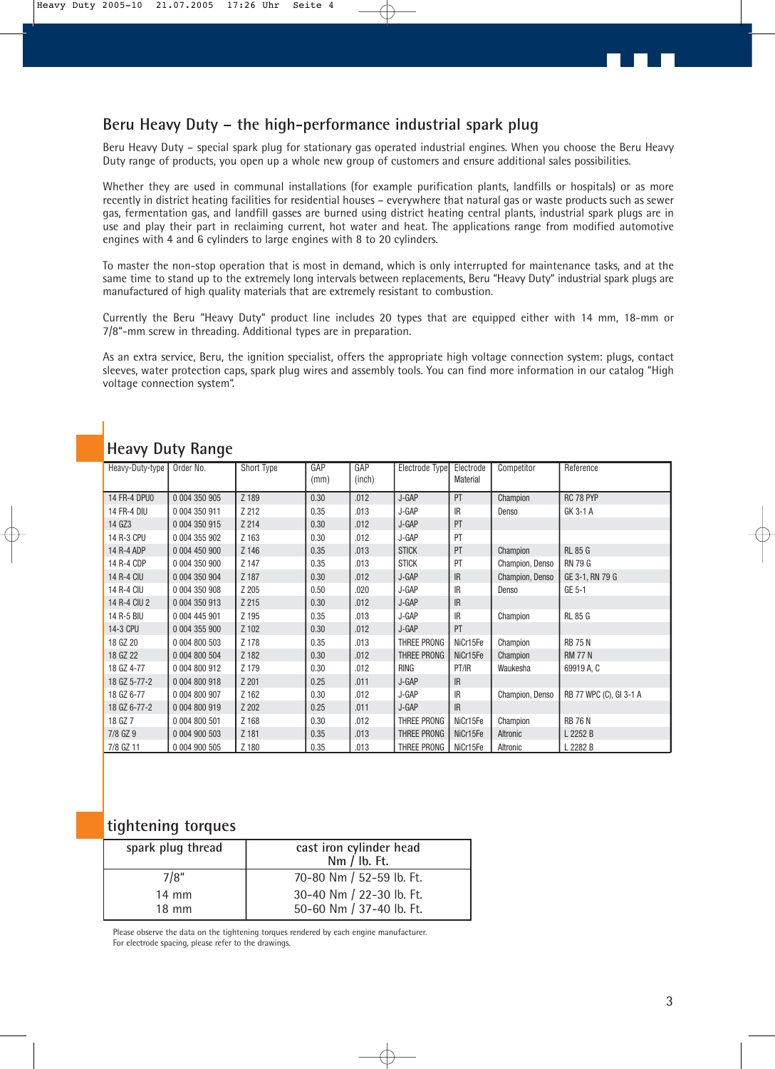## Beru Heavy Duty – the high-performance industrial spark plug

Beru Heavy Duty – special spark plug for stationary gas operated industrial engines. When you choose the Beru Heavy Duty range of products, you open up a whole new group of customers and ensure additional sales possibilities.

Whether they are used in communal installations (for example purification plants, landfills or hospitals) or as more recently in district heating facilities for residential houses – everywhere that natural gas or waste products such as sewer gas, fermentation gas, and landfill gasses are burned using district heating central plants, industrial spark plugs are in use and play their part in reclaiming current, hot water and heat. The applications range from modified automotive engines with 4 and 6 cylinders to large engines with 8 to 20 cylinders.

To master the non-stop operation that is most in demand, which is only interrupted for maintenance tasks, and at the same time to stand up to the extremely long intervals between replacements, Beru "Heavy Duty" industrial spark plugs are manufactured of high quality materials that are extremely resistant to combustion.

Currently the Beru "Heavy Duty" product line includes 20 types that are equipped either with 14 mm, 18-mm or 7/8"-mm screw in threading. Additional types are in preparation.

As an extra service, Beru, the ignition specialist, offers the appropriate high voltage connection system: plugs, contact sleeves, water protection caps, spark plug wires and assembly tools. You can find more information in our catalog "High voltage connection system".

## Heavy Duty Range

| Heavy-Duty-type | Order No. | Short Type | GAP (mm) | GAP (inch) | Electrode Type | Electrode Material | Competitor | Reference |
|---|---|---|---|---|---|---|---|---|
| 14 FR-4 DPUO | 0 004 350 905 | Z 189 | 0.30 | .012 | J-GAP | PT | Champion | RC 78 PYP |
| 14 FR-4 DIU | 0 004 350 911 | Z 212 | 0.35 | .013 | J-GAP | IR | Denso | GK 3-1 A |
| 14 GZ3 | 0 004 350 915 | Z 214 | 0.30 | .012 | J-GAP | PT | | |
| 14 R-3 CPU | 0 004 355 902 | Z 163 | 0.30 | .012 | J-GAP | PT | | |
| 14 R-4 ADP | 0 004 450 900 | Z 146 | 0.35 | .013 | STICK | PT | Champion | RL 85 G |
| 14 R-4 CDP | 0 004 350 900 | Z 147 | 0.35 | .013 | STICK | PT | Champion, Denso | RN 79 G |
| 14 R-4 CIU | 0 004 350 904 | Z 187 | 0.30 | .012 | J-GAP | IR | Champion, Denso | GE 3-1, RN 79 G |
| 14 R-4 CIU | 0 004 350 908 | Z 205 | 0.50 | .020 | J-GAP | IR | Denso | GE 5-1 |
| 14 R-4 CIU 2 | 0 004 350 913 | Z 215 | 0.30 | .012 | J-GAP | IR | | |
| 14 R-5 BIU | 0 004 445 901 | Z 195 | 0.35 | .013 | J-GAP | IR | Champion | RL 85 G |
| 14-3 CPU | 0 004 355 900 | Z 102 | 0.30 | .012 | J-GAP | PT | | |
| 18 GZ 20 | 0 004 800 503 | Z 178 | 0.35 | .013 | THREE PRONG | NiCr15Fe | Champion | RB 75 N |
| 18 GZ 22 | 0 004 800 504 | Z 182 | 0.30 | .012 | THREE PRONG | NiCr15Fe | Champion | RM 77 N |
| 18 GZ 4-77 | 0 004 800 912 | Z 179 | 0.30 | .012 | RING | PT/IR | Waukesha | 69919 A, C |
| 18 GZ 5-77-2 | 0 004 800 918 | Z 201 | 0.25 | .011 | J-GAP | IR | | |
| 18 GZ 6-77 | 0 004 800 907 | Z 162 | 0.30 | .012 | J-GAP | IR | Champion, Denso | RB 77 WPC (C), GI 3-1 A |
| 18 GZ 6-77-2 | 0 004 800 919 | Z 202 | 0.25 | .011 | J-GAP | IR | | |
| 18 GZ 7 | 0 004 800 501 | Z 168 | 0.30 | .012 | THREE PRONG | NiCr15Fe | Champion | RB 76 N |
| 7/8 GZ 9 | 0 004 900 503 | Z 181 | 0.35 | .013 | THREE PRONG | NiCr15Fe | Altronic | L 2252 B |
| 7/8 GZ 11 | 0 004 900 505 | Z 180 | 0.35 | .013 | THREE PRONG | NiCr15Fe | Altronic | L 2282 B |

## tightening torques

| spark plug thread | cast iron cylinder head Nm / lb. Ft. |
|---|---|
| 7/8" | 70-80 Nm / 52-59 lb. Ft. |
| 14 mm | 30-40 Nm / 22-30 lb. Ft. |
| 18 mm | 50-60 Nm / 37-40 lb. Ft. |

Please observe the data on the tightening torques rendered by each engine manufacturer.
For electrode spacing, please refer to the drawings.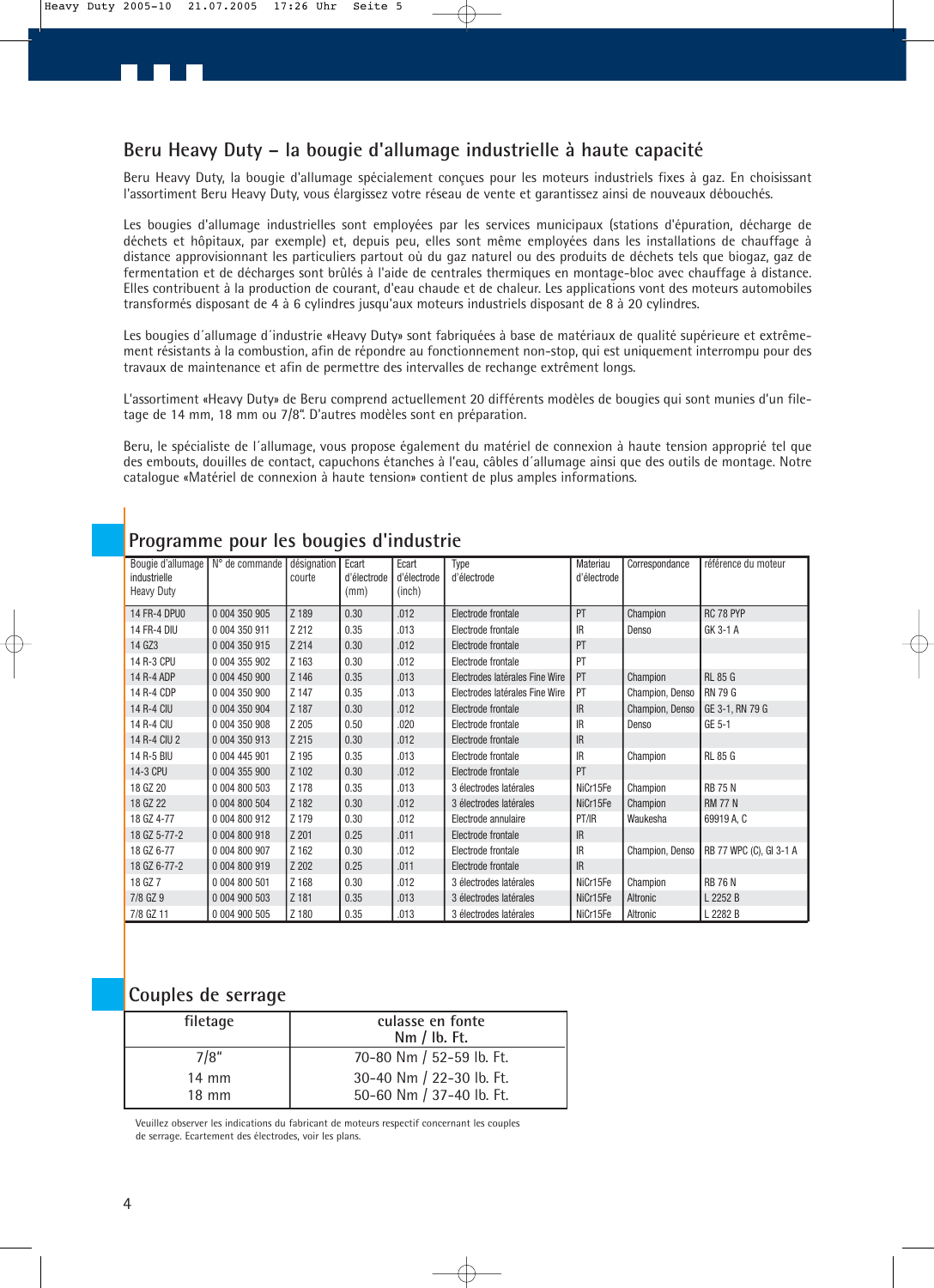## Beru Heavy Duty – la bougie d'allumage industrielle à haute capacité

Beru Heavy Duty, la bougie d'allumage spécialement conçues pour les moteurs industriels fixes à gaz. En choisissant l'assortiment Beru Heavy Duty, vous élargissez votre réseau de vente et garantissez ainsi de nouveaux débouchés.

Les bougies d'allumage industrielles sont employées par les services municipaux (stations d'épuration, décharge de déchets et hôpitaux, par exemple) et, depuis peu, elles sont même employées dans les installations de chauffage à distance approvisionnant les particuliers partout où du gaz naturel ou des produits de déchets tels que biogaz, gaz de fermentation et de décharges sont brûlés à l'aide de centrales thermiques en montage-bloc avec chauffage à distance. Elles contribuent à la production de courant, d'eau chaude et de chaleur. Les applications vont des moteurs automobiles transformés disposant de 4 à 6 cylindres jusqu'aux moteurs industriels disposant de 8 à 20 cylindres.

Les bougies d´allumage d´industrie «Heavy Duty» sont fabriquées à base de matériaux de qualité supérieure et extrêmement résistants à la combustion, afin de répondre au fonctionnement non-stop, qui est uniquement interrompu pour des travaux de maintenance et afin de permettre des intervalles de rechange extrêment longs.

L'assortiment «Heavy Duty» de Beru comprend actuellement 20 différents modèles de bougies qui sont munies d'un filetage de 14 mm, 18 mm ou 7/8". D'autres modèles sont en préparation.

Beru, le spécialiste de l´allumage, vous propose également du matériel de connexion à haute tension approprié tel que des embouts, douilles de contact, capuchons étanches à l'eau, câbles d´allumage ainsi que des outils de montage. Notre catalogue «Matériel de connexion à haute tension» contient de plus amples informations.

## Programme pour les bougies d'industrie

| Bougie d'allumage industrielle Heavy Duty | N° de commande | désignation courte | Ecart d'électrode (mm) | Ecart d'électrode (inch) | Type d'électrode | Materiau d'électrode | Correspondance | référence du moteur |
|---|---|---|---|---|---|---|---|---|
| 14 FR-4 DPUO | 0 004 350 905 | Z 189 | 0.30 | .012 | Electrode frontale | PT | Champion | RC 78 PYP |
| 14 FR-4 DIU | 0 004 350 911 | Z 212 | 0.35 | .013 | Electrode frontale | IR | Denso | GK 3-1 A |
| 14 GZ3 | 0 004 350 915 | Z 214 | 0.30 | .012 | Electrode frontale | PT | | |
| 14 R-3 CPU | 0 004 355 902 | Z 163 | 0.30 | .012 | Electrode frontale | PT | | |
| 14 R-4 ADP | 0 004 450 900 | Z 146 | 0.35 | .013 | Electrodes latérales Fine Wire | PT | Champion | RL 85 G |
| 14 R-4 CDP | 0 004 350 900 | Z 147 | 0.35 | .013 | Electrodes latérales Fine Wire | PT | Champion, Denso | RN 79 G |
| 14 R-4 CIU | 0 004 350 904 | Z 187 | 0.30 | .012 | Electrode frontale | IR | Champion, Denso | GE 3-1, RN 79 G |
| 14 R-4 CIU | 0 004 350 908 | Z 205 | 0.50 | .020 | Electrode frontale | IR | Denso | GE 5-1 |
| 14 R-4 CIU 2 | 0 004 350 913 | Z 215 | 0.30 | .012 | Electrode frontale | IR | | |
| 14 R-5 BIU | 0 004 445 901 | Z 195 | 0.35 | .013 | Electrode frontale | IR | Champion | RL 85 G |
| 14-3 CPU | 0 004 355 900 | Z 102 | 0.30 | .012 | Electrode frontale | PT | | |
| 18 GZ 20 | 0 004 800 503 | Z 178 | 0.35 | .013 | 3 électrodes latérales | NiCr15Fe | Champion | RB 75 N |
| 18 GZ 22 | 0 004 800 504 | Z 182 | 0.30 | .012 | 3 électrodes latérales | NiCr15Fe | Champion | RM 77 N |
| 18 GZ 4-77 | 0 004 800 912 | Z 179 | 0.30 | .012 | Electrode annulaire | PT/IR | Waukesha | 69919 A, C |
| 18 GZ 5-77-2 | 0 004 800 918 | Z 201 | 0.25 | .011 | Electrode frontale | IR | | |
| 18 GZ 6-77 | 0 004 800 907 | Z 162 | 0.30 | .012 | Electrode frontale | IR | Champion, Denso | RB 77 WPC (C), GI 3-1 A |
| 18 GZ 6-77-2 | 0 004 800 919 | Z 202 | 0.25 | .011 | Electrode frontale | IR | | |
| 18 GZ 7 | 0 004 800 501 | Z 168 | 0.30 | .012 | 3 électrodes latérales | NiCr15Fe | Champion | RB 76 N |
| 7/8 GZ 9 | 0 004 900 503 | Z 181 | 0.35 | .013 | 3 électrodes latérales | NiCr15Fe | Altronic | L 2252 B |
| 7/8 GZ 11 | 0 004 900 505 | Z 180 | 0.35 | .013 | 3 électrodes latérales | NiCr15Fe | Altronic | L 2282 B |

## Couples de serrage

| filetage | culasse en fonte Nm / lb. Ft. |
|---|---|
| 7/8" | 70-80 Nm / 52-59 lb. Ft. |
| 14 mm | 30-40 Nm / 22-30 lb. Ft. |
| 18 mm | 50-60 Nm / 37-40 lb. Ft. |

Veuillez observer les indications du fabricant de moteurs respectif concernant les couples de serrage. Ecartement des électrodes, voir les plans.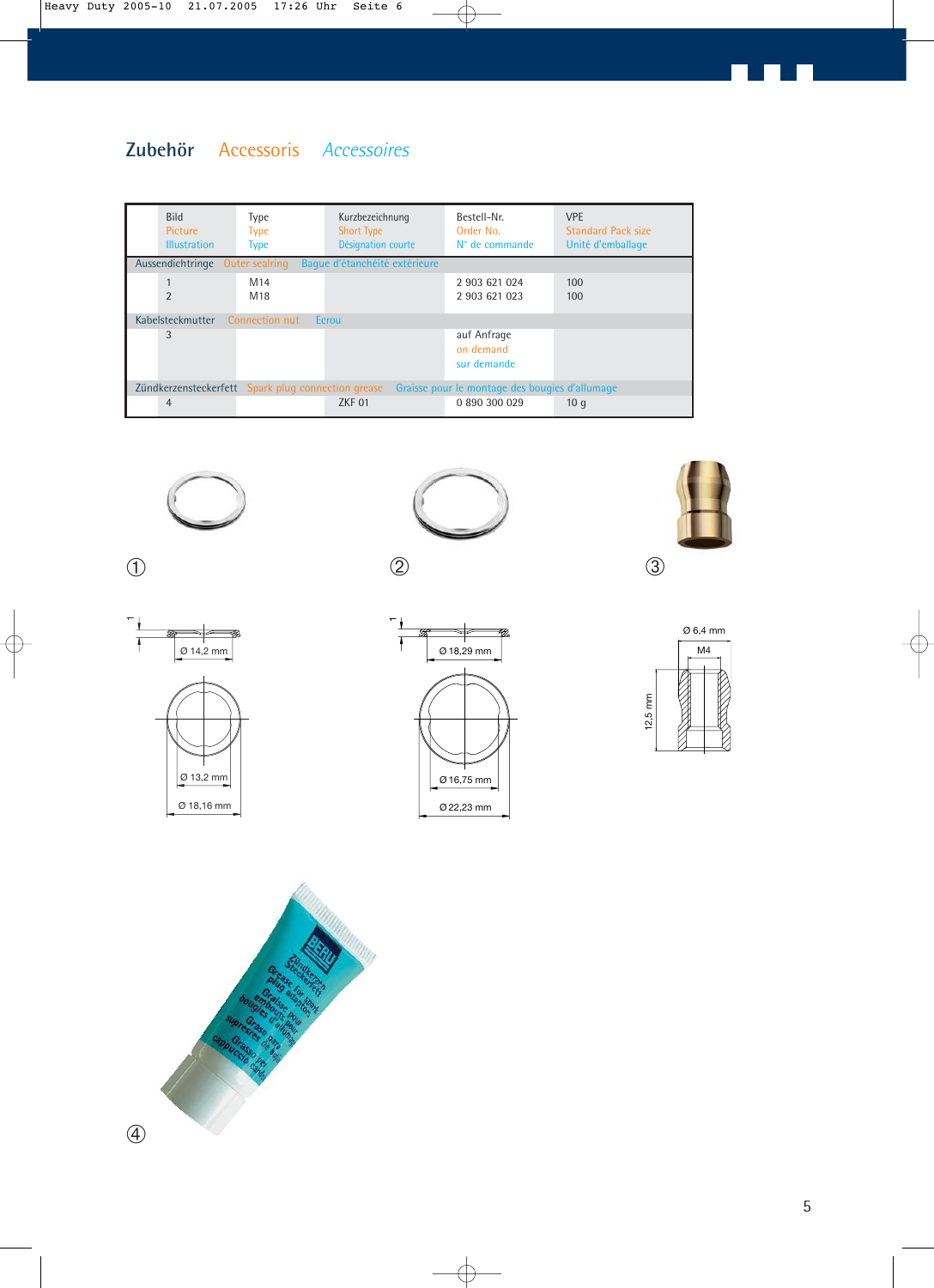## Zubehör Accessoris *Accessoires*

| Bild<br>Picture<br>Illustration | Type<br>Type<br>Type | Kurzbezeichnung<br>Short Type<br>Désignation courte | Bestell-Nr.<br>Order No.<br>N° de commande | VPE<br>Standard Pack size<br>Unité d'emballage |
|---|---|---|---|---|
| **Aussendichtringe** Outer sealring Bague d'étanchéité extérieure | | | | |
| 1 | M14 | | 2 903 621 024 | 100 |
| 2 | M18 | | 2 903 621 023 | 100 |
| **Kabelsteckmutter** Connection nut Ecrou | | | | |
| 3 | | | auf Anfrage<br>on demand<br>sur demande | |
| **Zündkerzensteckerfett** Spark plug connection grease Graisse pour le montage des bougies d'allumage | | | | |
| 4 | | ZKF 01 | 0 890 300 029 | 10 g |

①

②

③

Ø 14,2 mm

Ø 13,2 mm

Ø 18,16 mm

Ø 18,29 mm

Ø 16,75 mm

Ø 22,23 mm

Ø 6,4 mm

M4

12,5 mm

④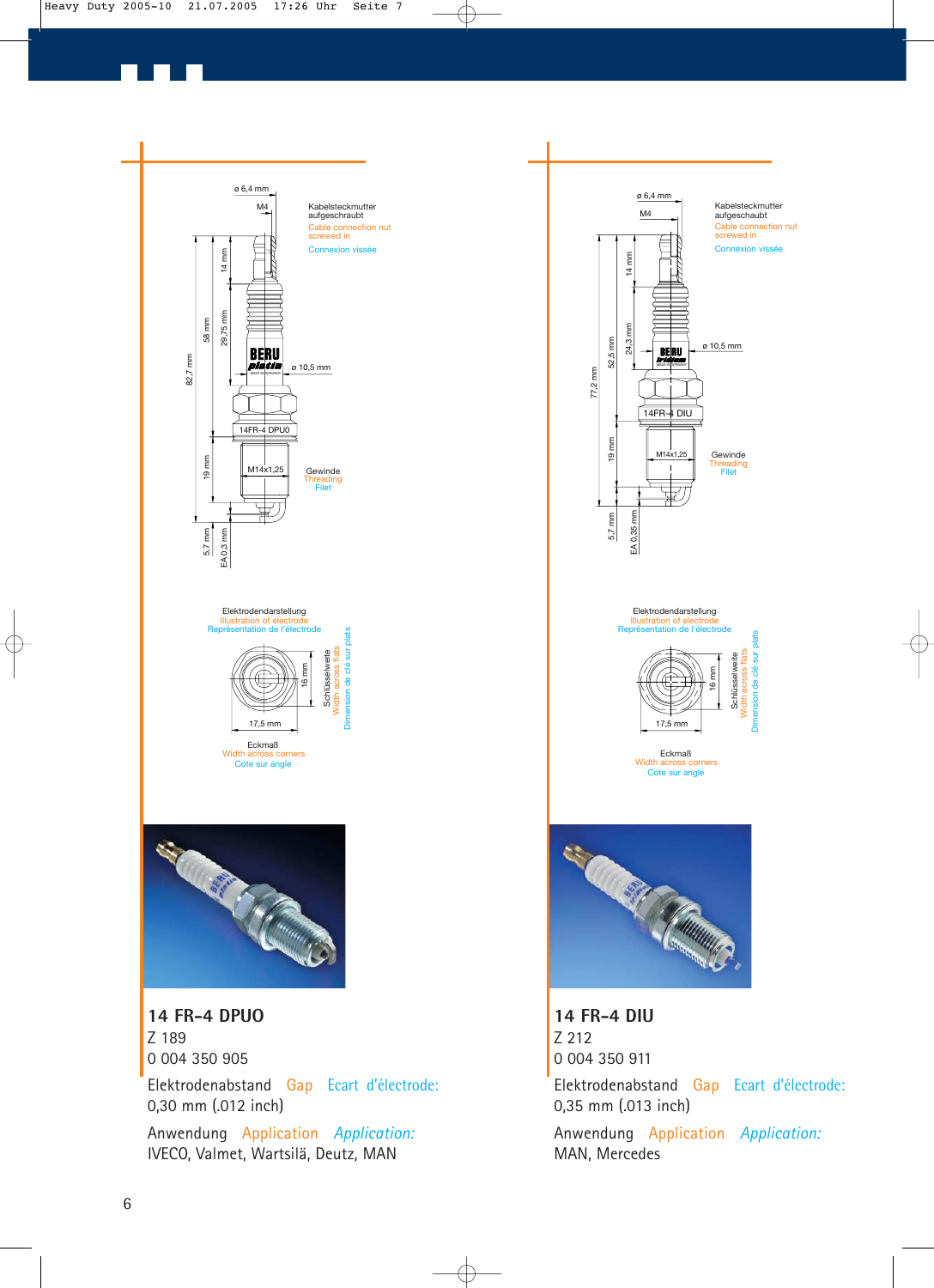## 14 FR-4 DPUO

Z 189

0 004 350 905

Elektrodenabstand   Gap   Ecart d'électrode:
0,30 mm (.012 inch)

Anwendung   Application   Application:
IVECO, Valmet, Wartsilä, Deutz, MAN

## 14 FR-4 DIU

Z 212

0 004 350 911

Elektrodenabstand   Gap   Ecart d'électrode:
0,35 mm (.013 inch)

Anwendung   Application   Application:
MAN, Mercedes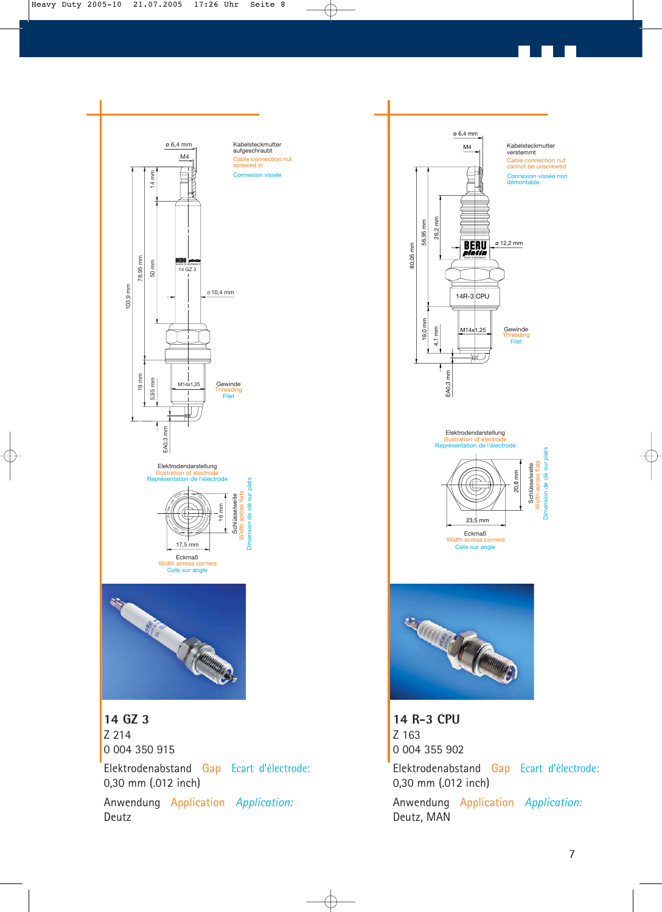Kabelsteckmutter aufgeschraubt
Cable connection nut screwed in
Connexion vissée

ø 6,4 mm
M4
14 mm
50 mm
78,95 mm
103,9 mm
ø 10,4 mm
19 mm
5,95 mm
M14x1,25
EA0,3 mm

Gewinde
Threading
Filet

Elektrodendarstellung
Illustration of electrode
Représentation de l'électrode

16 mm
17,5 mm

Schlüsselweite
Width across flats
Dimension de clé sur plats

Eckmaß
Width across corners
Cote sur angle

## 14 GZ 3

Z 214

0 004 350 915

Elektrodenabstand Gap Ecart d'électrode:
0,30 mm (.012 inch)

Anwendung Application *Application:*
Deutz

Kabelsteckmutter verstemmt
Cable connection nut cannot be unscrewed
Connexion vissée non démontable

ø 6,4 mm
M4
26,2 mm
56,95 mm
80,05 mm
ø 12,2 mm
14R-3 CPU
19,0 mm
4,1 mm
M14x1,25
EA0,3 mm

Gewinde
Threading
Filet

Elektrodendarstellung
Illustration of electrode
Représentation de l'électrode

20,8 mm
23,5 mm

Schlüsselweite
Width across flats
Dimension de clé sur plats

Eckmaß
Width across corners
Cote sur angle

## 14 R-3 CPU

Z 163

0 004 355 902

Elektrodenabstand Gap Ecart d'électrode:
0,30 mm (.012 inch)

Anwendung Application *Application:*
Deutz, MAN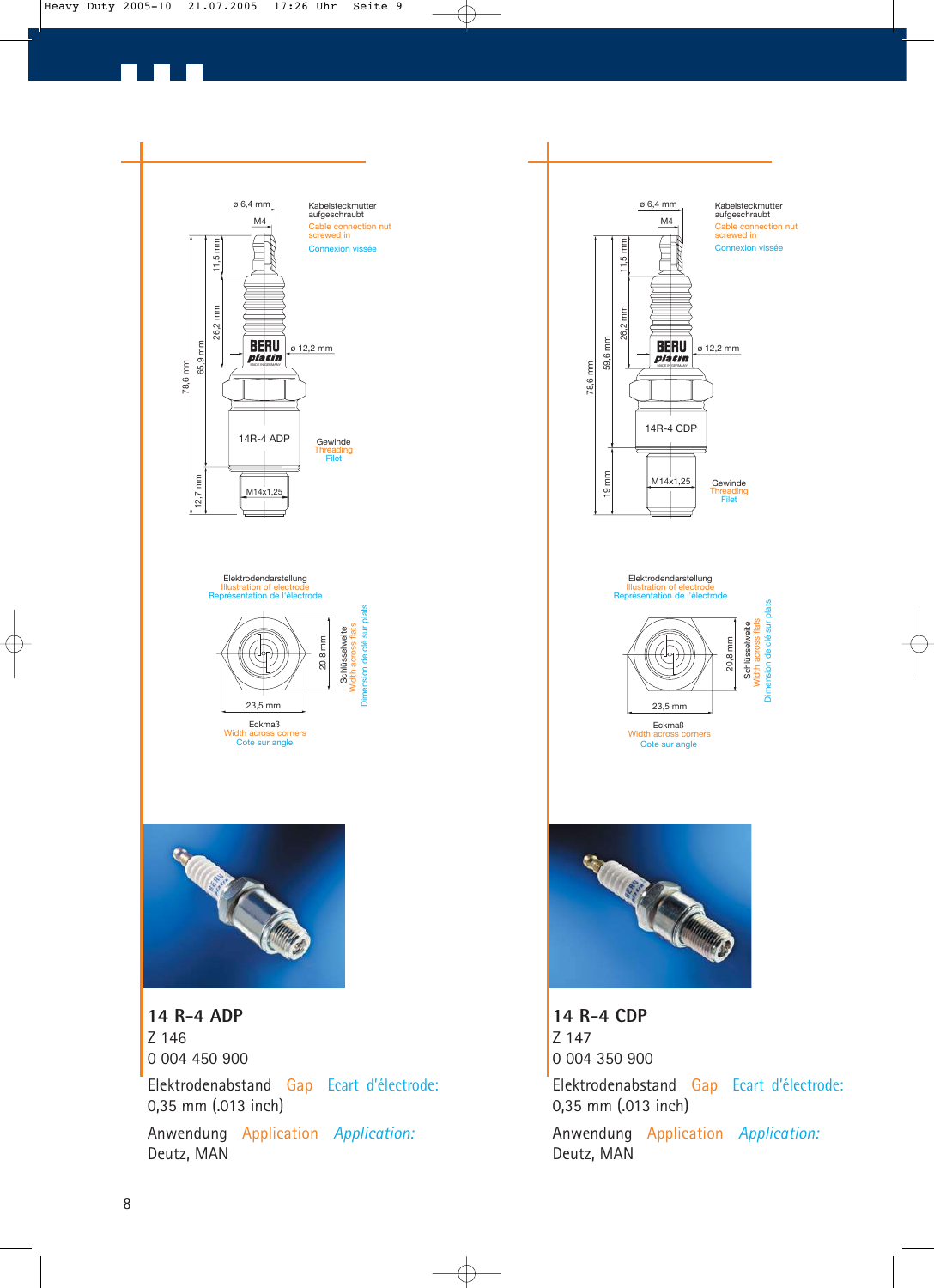ø 6,4 mm

M4

Kabelsteckmutter aufgeschraubt
Cable connection nut screwed in
Connexion vissée

11,5 mm

26,2 mm

65,9 mm

78,6 mm

ø 12,2 mm

14R-4 ADP

Gewinde
Threading
Filet

12,7 mm

M14x1,25

Elektrodendarstellung
Illustration of electrode
Représentation de l'électrode

20,8 mm

Schlüsselweite
Width across flats
Dimension de clé sur plats

23,5 mm

Eckmaß
Width across corners
Cote sur angle

## 14 R-4 ADP

Z 146

0 004 450 900

Elektrodenabstand Gap Ecart d'électrode:
0,35 mm (.013 inch)

Anwendung Application *Application:*
Deutz, MAN

ø 6,4 mm

M4

Kabelsteckmutter aufgeschraubt
Cable connection nut screwed in
Connexion vissée

11,5 mm

26,2 mm

59,6 mm

78,6 mm

ø 12,2 mm

14R-4 CDP

Gewinde
Threading
Filet

19 mm

M14x1,25

Elektrodendarstellung
Illustration of electrode
Représentation de l'électrode

20,8 mm

Schlüsselweite
Width across flats
Dimension de clé sur plats

23,5 mm

Eckmaß
Width across corners
Cote sur angle

## 14 R-4 CDP

Z 147

0 004 350 900

Elektrodenabstand Gap Ecart d'électrode:
0,35 mm (.013 inch)

Anwendung Application *Application:*
Deutz, MAN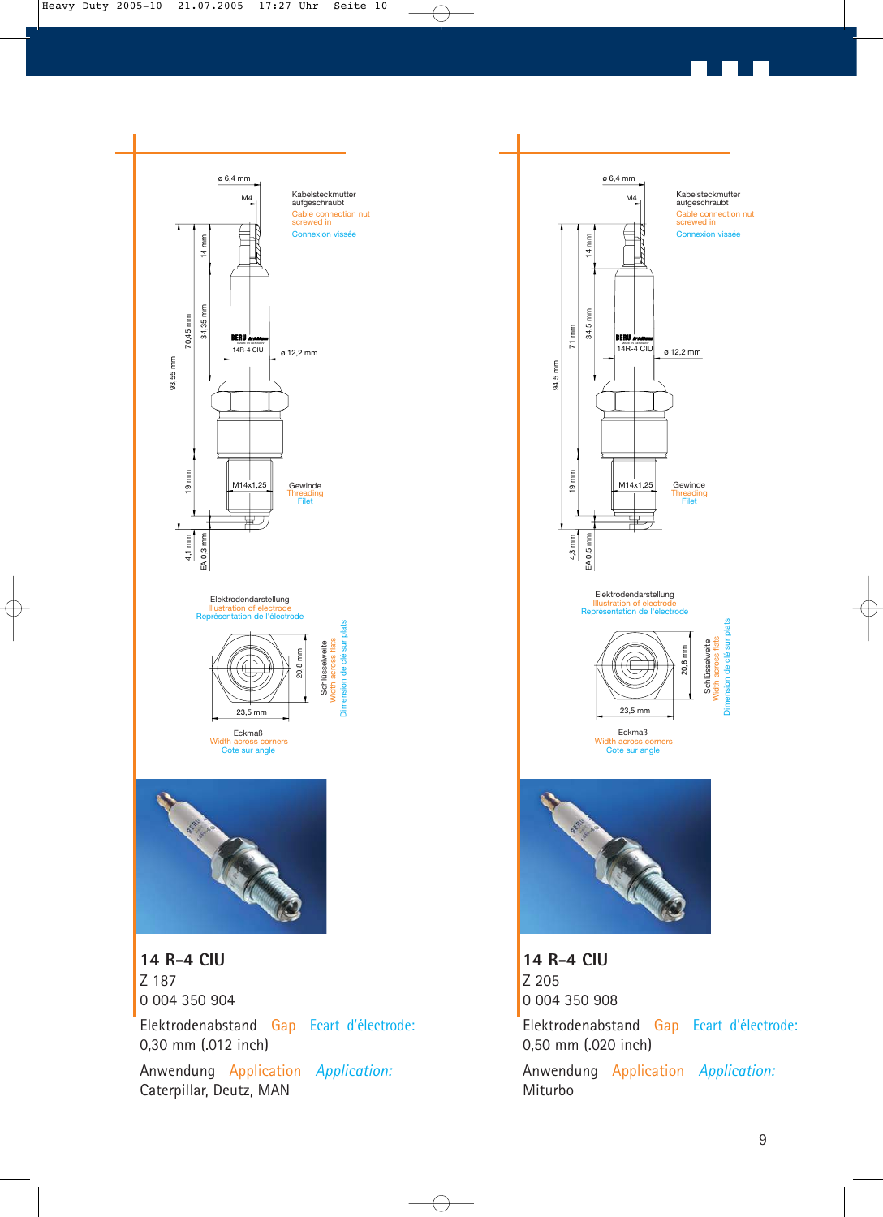## 14 R-4 CIU

Z 187

0 004 350 904

Elektrodenabstand Gap Ecart d'électrode:
0,30 mm (.012 inch)

Anwendung Application *Application:*
Caterpillar, Deutz, MAN

## 14 R-4 CIU

Z 205

0 004 350 908

Elektrodenabstand Gap Ecart d'électrode:
0,50 mm (.020 inch)

Anwendung Application *Application:*
Miturbo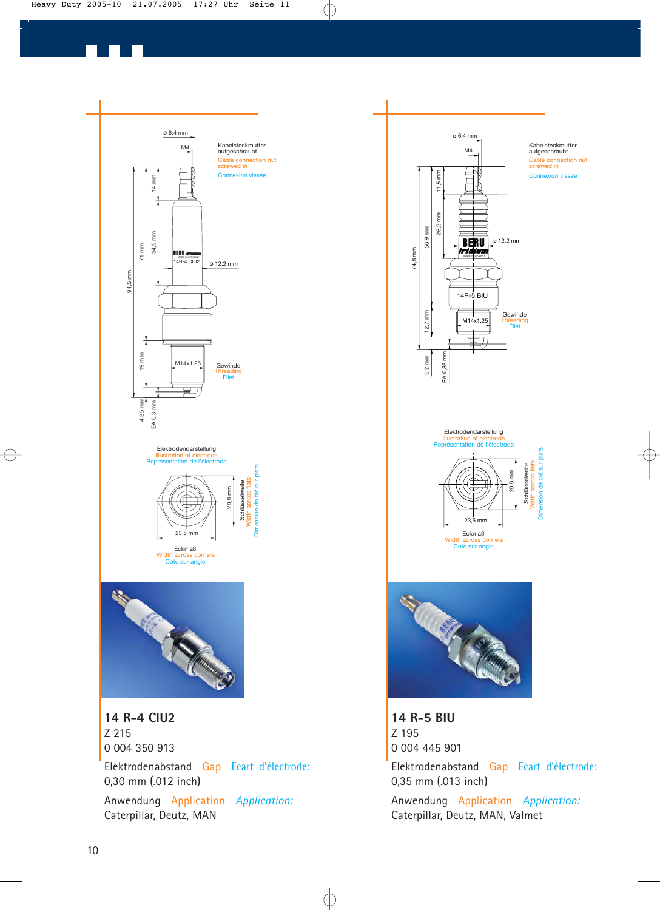Kabelsteckmutter aufgeschraubt
Cable connection nut screwed in
Connexion vissée

Gewinde
Threading
Filet

Elektrodendarstellung
Illustration of electrode
Représentation de l'électrode

Schlüsselweite
Width across flats
Dimension de clé sur plats

Eckmaß
Width across corners
Cote sur angle

## 14 R-4 CIU2

Z 215

0 004 350 913

Elektrodenabstand Gap Ecart d'électrode:
0,30 mm (.012 inch)

Anwendung Application *Application:*
Caterpillar, Deutz, MAN

Kabelsteckmutter aufgeschraubt
Cable connection nut screwed in
Connexion vissée

Gewinde
Threading
Filet

Elektrodendarstellung
Illustration of electrode
Représentation de l'électrode

Schlüsselweite
Width across flats
Dimension de clé sur plats

Eckmaß
Width across corners
Cote sur angle

## 14 R-5 BIU

Z 195

0 004 445 901

Elektrodenabstand Gap Ecart d'électrode:
0,35 mm (.013 inch)

Anwendung Application *Application:*
Caterpillar, Deutz, MAN, Valmet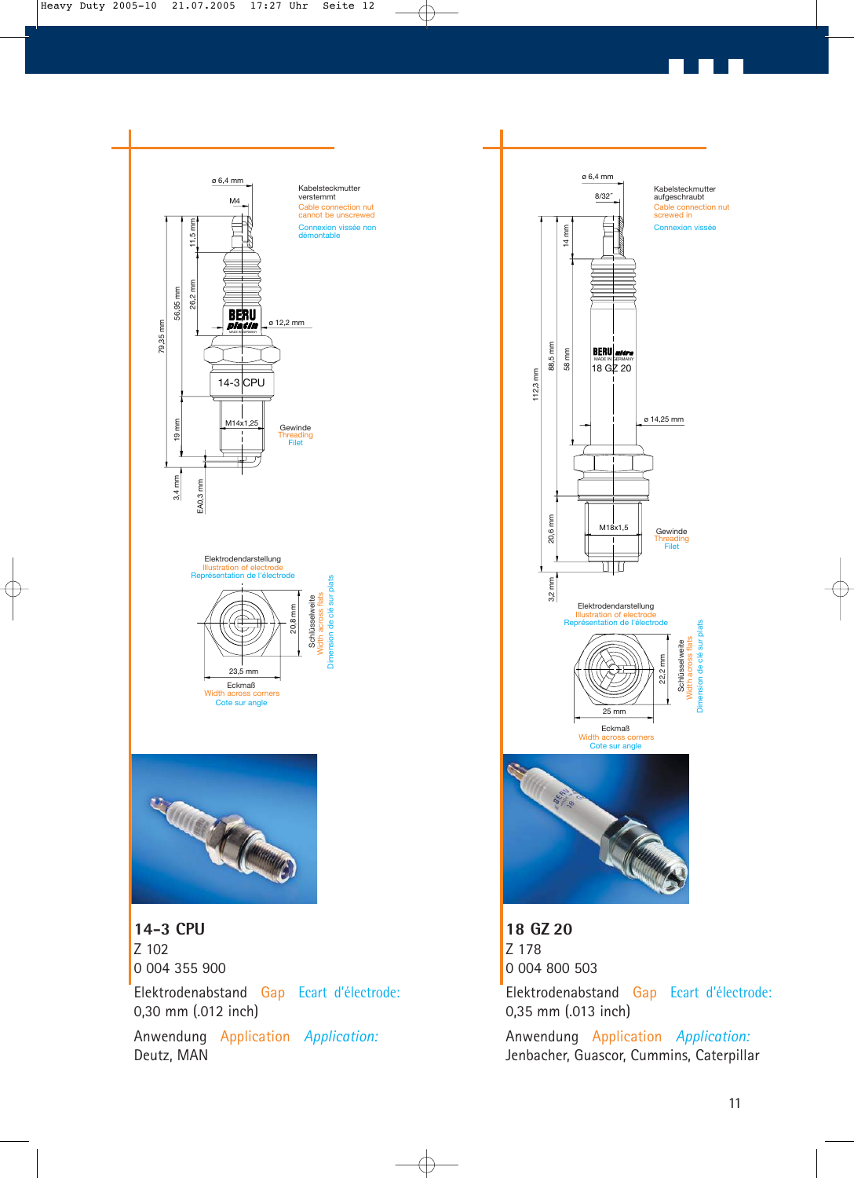Kabelsteckmutter verstemmt
Cable connection nut cannot be unscrewed
Connexion vissée non démontable

ø 6,4 mm
M4
11,5 mm
26,2 mm
56,95 mm
79,35 mm
ø 12,2 mm
14-3 CPU
M14x1,25
Gewinde
Threading
Filet
19 mm
3,4 mm
EA0,3 mm

Elektrodendarstellung
Illustration of electrode
Représentation de l'électrode

20,8 mm
Schlüsselweite
Width across flats
Dimension de clé sur plats
23,5 mm
Eckmaß
Width across corners
Cote sur angle

## 14-3 CPU

Z 102
0 004 355 900

Elektrodenabstand Gap Ecart d'électrode:
0,30 mm (.012 inch)

Anwendung Application *Application:*
Deutz, MAN

Kabelsteckmutter aufgeschraubt
Cable connection nut screwed in
Connexion vissée

ø 6,4 mm
8/32"
14 mm
58 mm
88,5 mm
112,3 mm
18 GZ 20
ø 14,25 mm
M18x1,5
Gewinde
Threading
Filet
20,6 mm
3,2 mm

Elektrodendarstellung
Illustration of electrode
Représentation de l'électrode

22,2 mm
Schlüsselweite
Width across flats
Dimension de clé sur plats
25 mm
Eckmaß
Width across corners
Cote sur angle

## 18 GZ 20

Z 178
0 004 800 503

Elektrodenabstand Gap Ecart d'électrode:
0,35 mm (.013 inch)

Anwendung Application *Application:*
Jenbacher, Guascor, Cummins, Caterpillar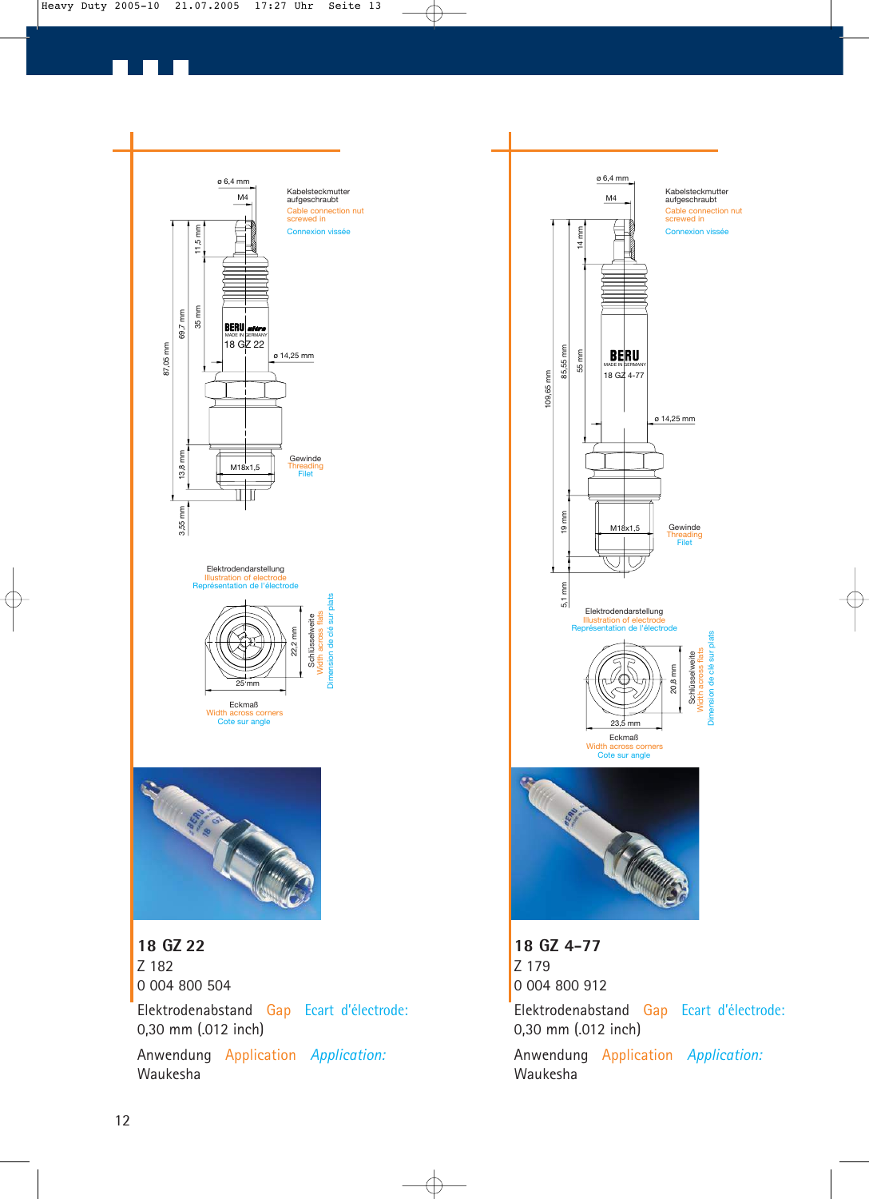## 18 GZ 22

Z 182

0 004 800 504

Elektrodenabstand Gap Ecart d'électrode:
0,30 mm (.012 inch)

Anwendung Application *Application:*
Waukesha

## 18 GZ 4-77

Z 179

0 004 800 912

Elektrodenabstand Gap Ecart d'électrode:
0,30 mm (.012 inch)

Anwendung Application *Application:*
Waukesha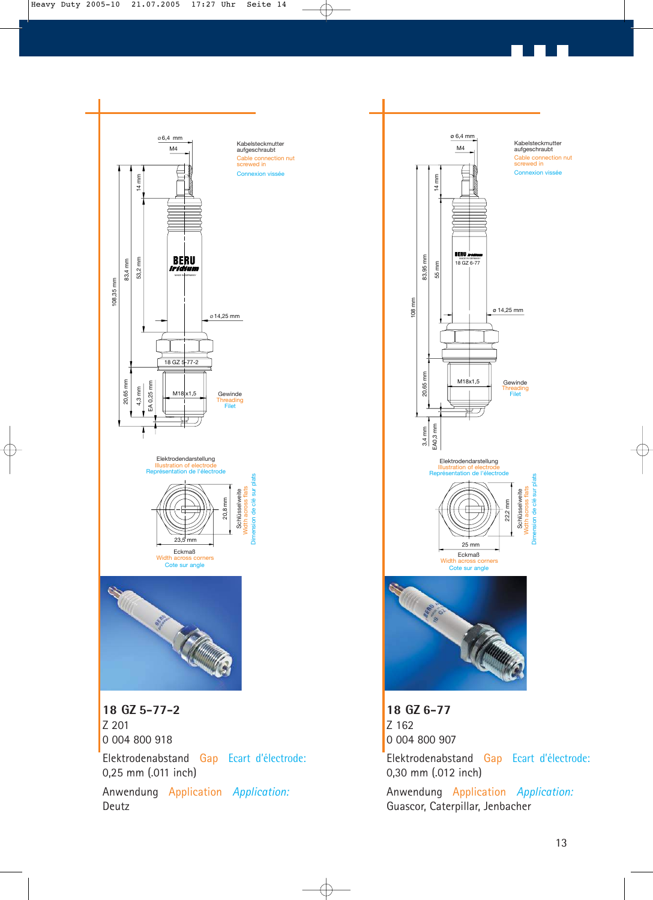Kabelsteckmutter aufgeschraubt
Cable connection nut screwed in
Connexion vissée

ø 6,4 mm
M4
14 mm
83,4 mm
53,2 mm
108,35 mm
ø 14,25 mm
18 GZ 5-77-2
M18 x1,5
20,65 mm
4,3 mm
EA 0,25 mm

Gewinde
Threading
Filet

Elektrodendarstellung
Illustration of electrode
Représentation de l'électrode

20,8 mm
Schlüsselweite
Width across flats
Dimension de clé sur plats

23,9 mm
Eckmaß
Width across corners
Cote sur angle

## 18 GZ 5-77-2

Z 201

0 004 800 918

Elektrodenabstand Gap Ecart d'électrode:
0,25 mm (.011 inch)

Anwendung Application *Application:*
Deutz

Kabelsteckmutter aufgeschraubt
Cable connection nut screwed in
Connexion vissée

ø 6,4 mm
M4
14 mm
83,95 mm
55 mm
108 mm
ø 14,25 mm
18 GZ 6-77
M18x1,5
20,65 mm
3,4 mm
EA0,3 mm

Gewinde
Threading
Filet

Elektrodendarstellung
Illustration of electrode
Représentation de l'électrode

22,2 mm
Schlüsselweite
Width across flats
Dimension de clé sur plats

25 mm
Eckmaß
Width across corners
Cote sur angle

## 18 GZ 6-77

Z 162

0 004 800 907

Elektrodenabstand Gap Ecart d'électrode:
0,30 mm (.012 inch)

Anwendung Application *Application:*
Guascor, Caterpillar, Jenbacher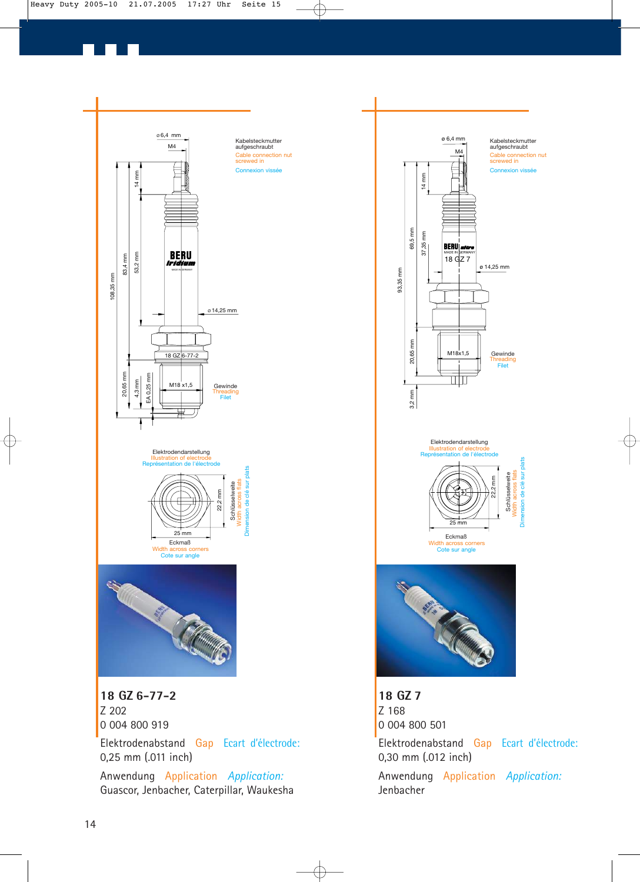## 18 GZ 6-77-2

Z 202

0 004 800 919

Elektrodenabstand Gap Ecart d'électrode:
0,25 mm (.011 inch)

Anwendung Application *Application:*
Guascor, Jenbacher, Caterpillar, Waukesha

## 18 GZ 7

Z 168

0 004 800 501

Elektrodenabstand Gap Ecart d'électrode:
0,30 mm (.012 inch)

Anwendung Application *Application:*
Jenbacher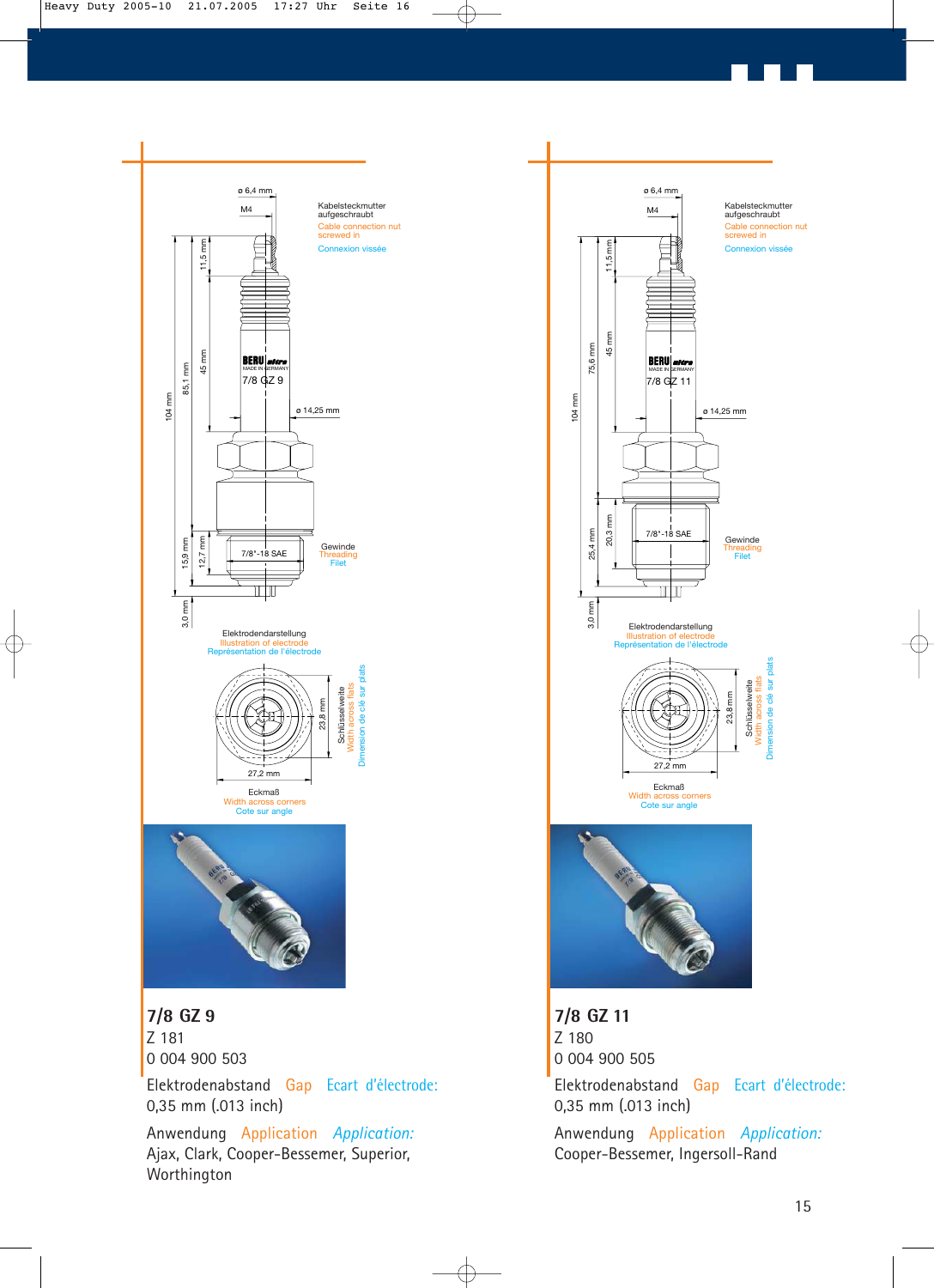## 7/8 GZ 9

Z 181

0 004 900 503

Elektrodenabstand Gap Ecart d'électrode:
0,35 mm (.013 inch)

Anwendung Application *Application:*
Ajax, Clark, Cooper-Bessemer, Superior, Worthington

## 7/8 GZ 11

Z 180

0 004 900 505

Elektrodenabstand Gap Ecart d'électrode:
0,35 mm (.013 inch)

Anwendung Application *Application:*
Cooper-Bessemer, Ingersoll-Rand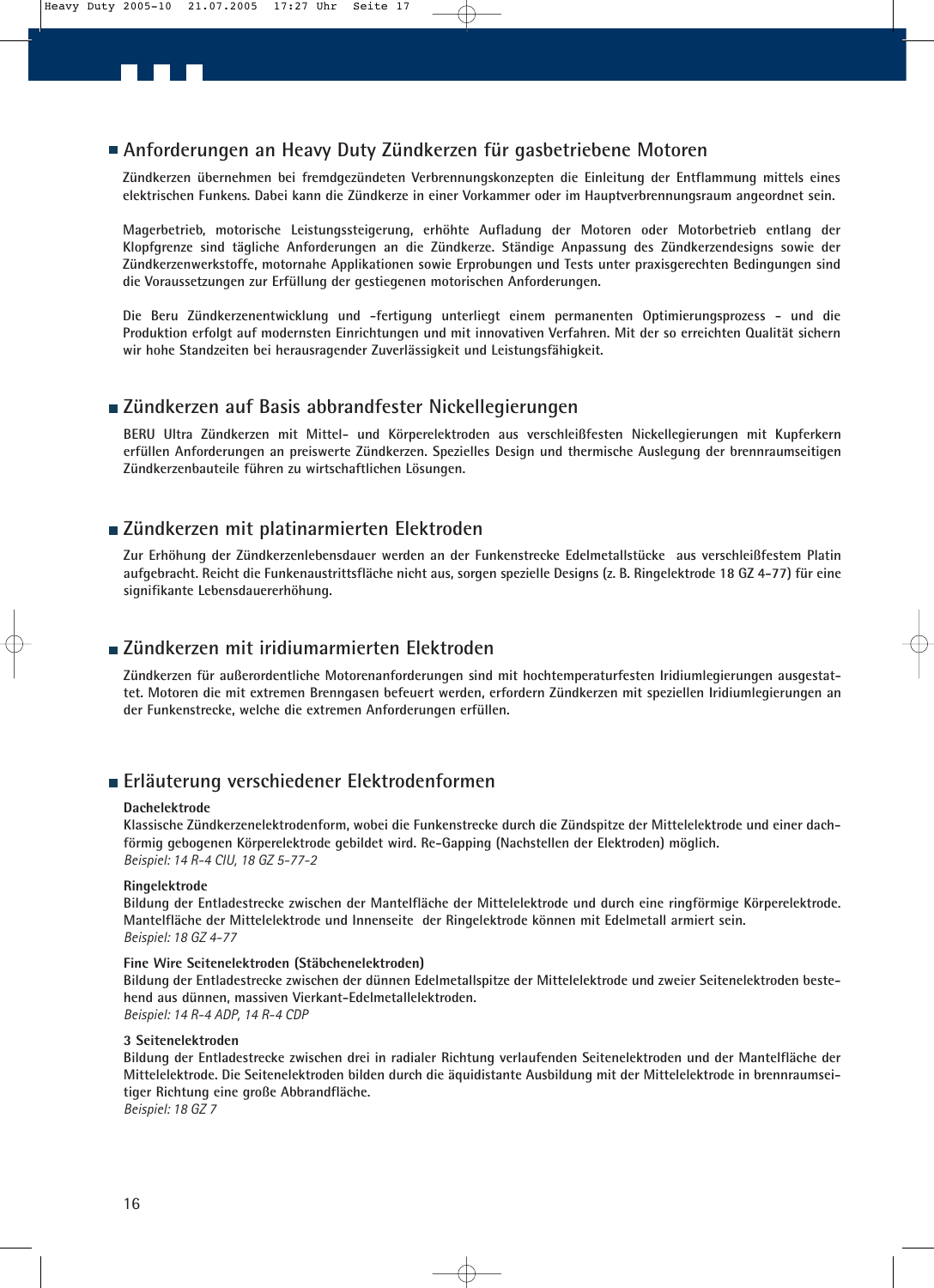## Anforderungen an Heavy Duty Zündkerzen für gasbetriebene Motoren

Zündkerzen übernehmen bei fremdgezündeten Verbrennungskonzepten die Einleitung der Entflammung mittels eines elektrischen Funkens. Dabei kann die Zündkerze in einer Vorkammer oder im Hauptverbrennungsraum angeordnet sein.

Magerbetrieb, motorische Leistungssteigerung, erhöhte Aufladung der Motoren oder Motorbetrieb entlang der Klopfgrenze sind tägliche Anforderungen an die Zündkerze. Ständige Anpassung des Zündkerzendesigns sowie der Zündkerzenwerkstoffe, motornahe Applikationen sowie Erprobungen und Tests unter praxisgerechten Bedingungen sind die Voraussetzungen zur Erfüllung der gestiegenen motorischen Anforderungen.

Die Beru Zündkerzenentwicklung und -fertigung unterliegt einem permanenten Optimierungsprozess – und die Produktion erfolgt auf modernsten Einrichtungen und mit innovativen Verfahren. Mit der so erreichten Qualität sichern wir hohe Standzeiten bei herausragender Zuverlässigkeit und Leistungsfähigkeit.

## Zündkerzen auf Basis abbrandfester Nickellegierungen

BERU Ultra Zündkerzen mit Mittel- und Körperelektroden aus verschleißfesten Nickellegierungen mit Kupferkern erfüllen Anforderungen an preiswerte Zündkerzen. Spezielles Design und thermische Auslegung der brennraumseitigen Zündkerzenbauteile führen zu wirtschaftlichen Lösungen.

## Zündkerzen mit platinarmierten Elektroden

Zur Erhöhung der Zündkerzenlebensdauer werden an der Funkenstrecke Edelmetallstücke aus verschleißfestem Platin aufgebracht. Reicht die Funkenaustrittsfläche nicht aus, sorgen spezielle Designs (z. B. Ringelektrode 18 GZ 4-77) für eine signifikante Lebensdauererhöhung.

## Zündkerzen mit iridiumarmierten Elektroden

Zündkerzen für außerordentliche Motorenanforderungen sind mit hochtemperaturfesten Iridiumlegierungen ausgestattet. Motoren die mit extremen Brenngasen befeuert werden, erfordern Zündkerzen mit speziellen Iridiumlegierungen an der Funkenstrecke, welche die extremen Anforderungen erfüllen.

## Erläuterung verschiedener Elektrodenformen

**Dachelektrode**
Klassische Zündkerzenelektrodenform, wobei die Funkenstrecke durch die Zündspitze der Mittelelektrode und einer dachförmig gebogenen Körperelektrode gebildet wird. Re-Gapping (Nachstellen der Elektroden) möglich.
*Beispiel: 14 R-4 CIU, 18 GZ 5-77-2*

**Ringelektrode**
Bildung der Entladestrecke zwischen der Mantelfläche der Mittelelektrode und durch eine ringförmige Körperelektrode. Mantelfläche der Mittelelektrode und Innenseite der Ringelektrode können mit Edelmetall armiert sein.
*Beispiel: 18 GZ 4-77*

**Fine Wire Seitenelektroden (Stäbchenelektroden)**
Bildung der Entladestrecke zwischen der dünnen Edelmetallspitze der Mittelelektrode und zweier Seitenelektroden bestehend aus dünnen, massiven Vierkant-Edelmetallelektroden.
*Beispiel: 14 R-4 ADP, 14 R-4 CDP*

**3 Seitenelektroden**
Bildung der Entladestrecke zwischen drei in radialer Richtung verlaufenden Seitenelektroden und der Mantelfläche der Mittelelektrode. Die Seitenelektroden bilden durch die äquidistante Ausbildung mit der Mittelelektrode in brennraumseitiger Richtung eine große Abbrandfläche.
*Beispiel: 18 GZ 7*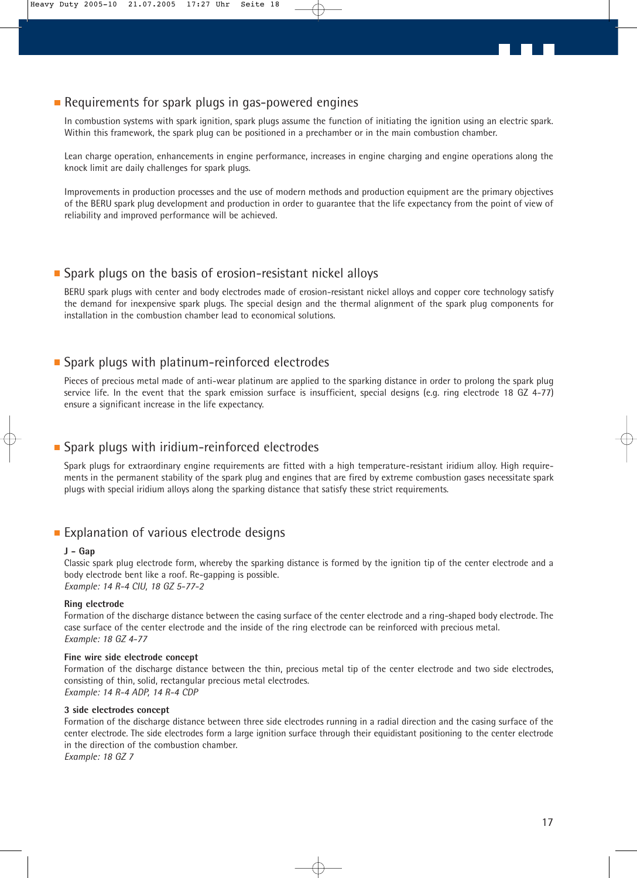## Requirements for spark plugs in gas-powered engines

In combustion systems with spark ignition, spark plugs assume the function of initiating the ignition using an electric spark. Within this framework, the spark plug can be positioned in a prechamber or in the main combustion chamber.

Lean charge operation, enhancements in engine performance, increases in engine charging and engine operations along the knock limit are daily challenges for spark plugs.

Improvements in production processes and the use of modern methods and production equipment are the primary objectives of the BERU spark plug development and production in order to guarantee that the life expectancy from the point of view of reliability and improved performance will be achieved.

## Spark plugs on the basis of erosion-resistant nickel alloys

BERU spark plugs with center and body electrodes made of erosion-resistant nickel alloys and copper core technology satisfy the demand for inexpensive spark plugs. The special design and the thermal alignment of the spark plug components for installation in the combustion chamber lead to economical solutions.

## Spark plugs with platinum-reinforced electrodes

Pieces of precious metal made of anti-wear platinum are applied to the sparking distance in order to prolong the spark plug service life. In the event that the spark emission surface is insufficient, special designs (e.g. ring electrode 18 GZ 4-77) ensure a significant increase in the life expectancy.

## Spark plugs with iridium-reinforced electrodes

Spark plugs for extraordinary engine requirements are fitted with a high temperature-resistant iridium alloy. High requirements in the permanent stability of the spark plug and engines that are fired by extreme combustion gases necessitate spark plugs with special iridium alloys along the sparking distance that satisfy these strict requirements.

## Explanation of various electrode designs

**J - Gap**
Classic spark plug electrode form, whereby the sparking distance is formed by the ignition tip of the center electrode and a body electrode bent like a roof. Re-gapping is possible.
*Example: 14 R-4 CIU, 18 GZ 5-77-2*

**Ring electrode**
Formation of the discharge distance between the casing surface of the center electrode and a ring-shaped body electrode. The case surface of the center electrode and the inside of the ring electrode can be reinforced with precious metal.
*Example: 18 GZ 4-77*

**Fine wire side electrode concept**
Formation of the discharge distance between the thin, precious metal tip of the center electrode and two side electrodes, consisting of thin, solid, rectangular precious metal electrodes.
*Example: 14 R-4 ADP, 14 R-4 CDP*

**3 side electrodes concept**
Formation of the discharge distance between three side electrodes running in a radial direction and the casing surface of the center electrode. The side electrodes form a large ignition surface through their equidistant positioning to the center electrode in the direction of the combustion chamber.
*Example: 18 GZ 7*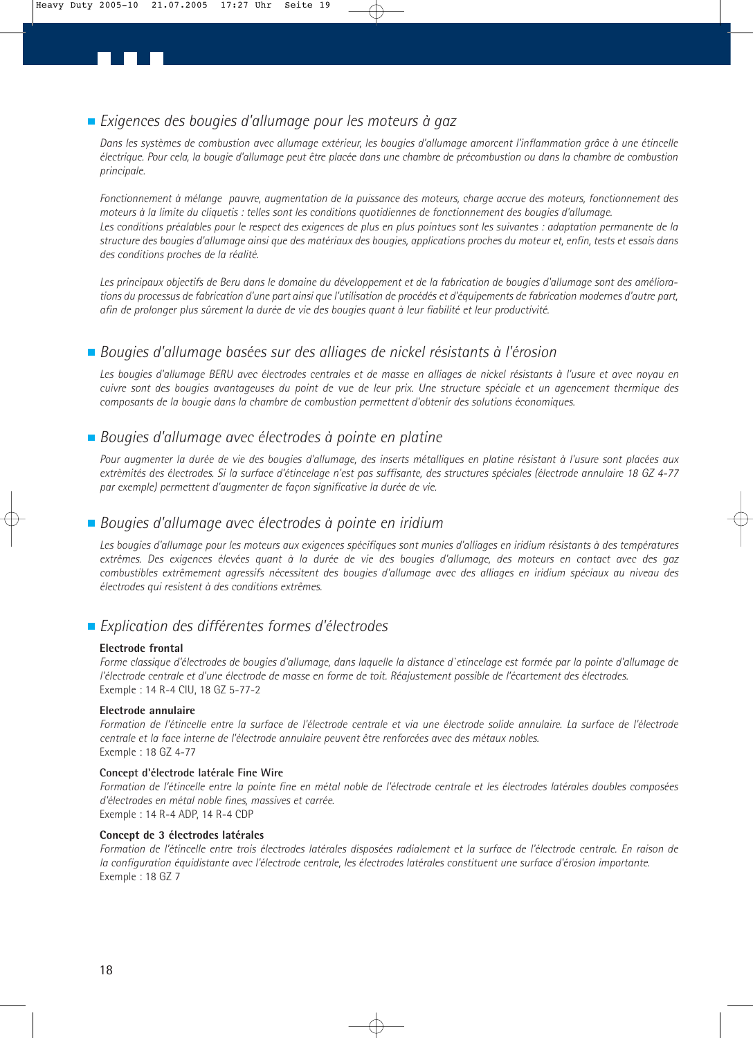## *Exigences des bougies d'allumage pour les moteurs à gaz*

*Dans les systèmes de combustion avec allumage extérieur, les bougies d'allumage amorcent l'inflammation grâce à une étincelle électrique. Pour cela, la bougie d'allumage peut être placée dans une chambre de précombustion ou dans la chambre de combustion principale.*

*Fonctionnement à mélange pauvre, augmentation de la puissance des moteurs, charge accrue des moteurs, fonctionnement des moteurs à la limite du cliquetis : telles sont les conditions quotidiennes de fonctionnement des bougies d'allumage.*
*Les conditions préalables pour le respect des exigences de plus en plus pointues sont les suivantes : adaptation permanente de la structure des bougies d'allumage ainsi que des matériaux des bougies, applications proches du moteur et, enfin, tests et essais dans des conditions proches de la réalité.*

*Les principaux objectifs de Beru dans le domaine du développement et de la fabrication de bougies d'allumage sont des améliorations du processus de fabrication d'une part ainsi que l'utilisation de procédés et d'équipements de fabrication modernes d'autre part, afin de prolonger plus sûrement la durée de vie des bougies quant à leur fiabilité et leur productivité.*

## *Bougies d'allumage basées sur des alliages de nickel résistants à l'érosion*

*Les bougies d'allumage BERU avec électrodes centrales et de masse en alliages de nickel résistants à l'usure et avec noyau en cuivre sont des bougies avantageuses du point de vue de leur prix. Une structure spéciale et un agencement thermique des composants de la bougie dans la chambre de combustion permettent d'obtenir des solutions économiques.*

## *Bougies d'allumage avec électrodes à pointe en platine*

*Pour augmenter la durée de vie des bougies d'allumage, des inserts métalliques en platine résistant à l'usure sont placées aux extrèmités des électrodes. Si la surface d'étincelage n'est pas suffisante, des structures spéciales (électrode annulaire 18 GZ 4-77 par exemple) permettent d'augmenter de façon significative la durée de vie.*

## *Bougies d'allumage avec électrodes à pointe en iridium*

*Les bougies d'allumage pour les moteurs aux exigences spécifiques sont munies d'alliages en iridium résistants à des températures extrêmes. Des exigences élevées quant à la durée de vie des bougies d'allumage, des moteurs en contact avec des gaz combustibles extrêmement agressifs nécessitent des bougies d'allumage avec des alliages en iridium spéciaux au niveau des électrodes qui resistent à des conditions extrêmes.*

## *Explication des différentes formes d'électrodes*

**Electrode frontal**
*Forme classique d'électrodes de bougies d'allumage, dans laquelle la distance d`etincelage est formée par la pointe d'allumage de l'électrode centrale et d'une électrode de masse en forme de toit. Réajustement possible de l'écartement des électrodes.*
Exemple : 14 R-4 CIU, 18 GZ 5-77-2

**Electrode annulaire**
*Formation de l'étincelle entre la surface de l'électrode centrale et via une électrode solide annulaire. La surface de l'électrode centrale et la face interne de l'électrode annulaire peuvent être renforcées avec des métaux nobles.*
Exemple : 18 GZ 4-77

**Concept d'électrode latérale Fine Wire**
*Formation de l'étincelle entre la pointe fine en métal noble de l'électrode centrale et les électrodes latérales doubles composées d'électrodes en métal noble fines, massives et carrée.*
Exemple : 14 R-4 ADP, 14 R-4 CDP

**Concept de 3 électrodes latérales**
*Formation de l'étincelle entre trois électrodes latérales disposées radialement et la surface de l'électrode centrale. En raison de la configuration équidistante avec l'électrode centrale, les électrodes latérales constituent une surface d'érosion importante.*
Exemple : 18 GZ 7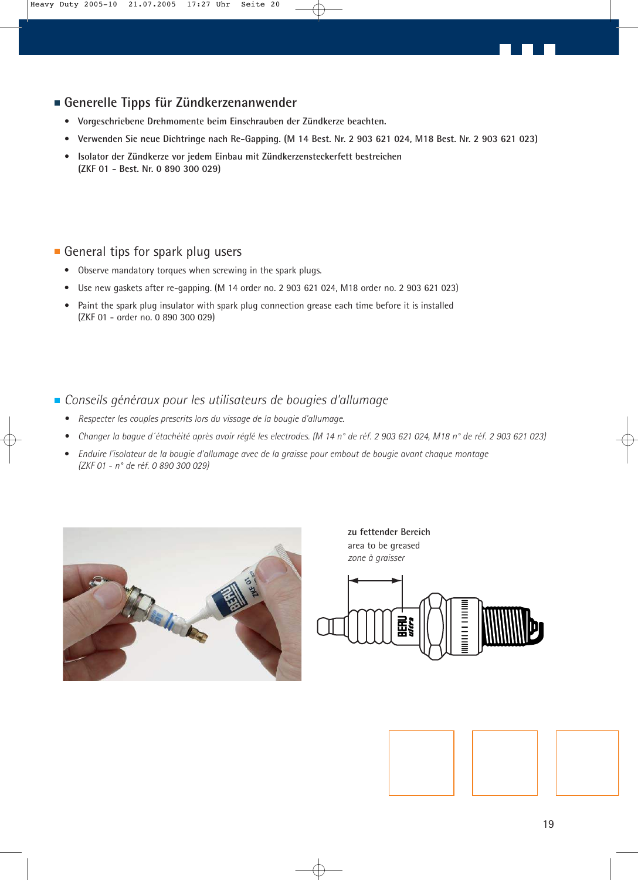## Generelle Tipps für Zündkerzenanwender

- Vorgeschriebene Drehmomente beim Einschrauben der Zündkerze beachten.
- Verwenden Sie neue Dichtringe nach Re-Gapping. (M 14 Best. Nr. 2 903 621 024, M18 Best. Nr. 2 903 621 023)
- Isolator der Zündkerze vor jedem Einbau mit Zündkerzensteckerfett bestreichen (ZKF 01 - Best. Nr. 0 890 300 029)

## General tips for spark plug users

- Observe mandatory torques when screwing in the spark plugs.
- Use new gaskets after re-gapping. (M 14 order no. 2 903 621 024, M18 order no. 2 903 621 023)
- Paint the spark plug insulator with spark plug connection grease each time before it is installed (ZKF 01 - order no. 0 890 300 029)

## *Conseils généraux pour les utilisateurs de bougies d'allumage*

- *Respecter les couples prescrits lors du vissage de la bougie d'allumage.*
- *Changer la bague d´étachéité après avoir réglé les electrodes. (M 14 n° de réf. 2 903 621 024, M18 n° de réf. 2 903 621 023)*
- *Enduire l'isolateur de la bougie d'allumage avec de la graisse pour embout de bougie avant chaque montage (ZKF 01 - n° de réf. 0 890 300 029)*

zu fettender Bereich
area to be greased
*zone à graisser*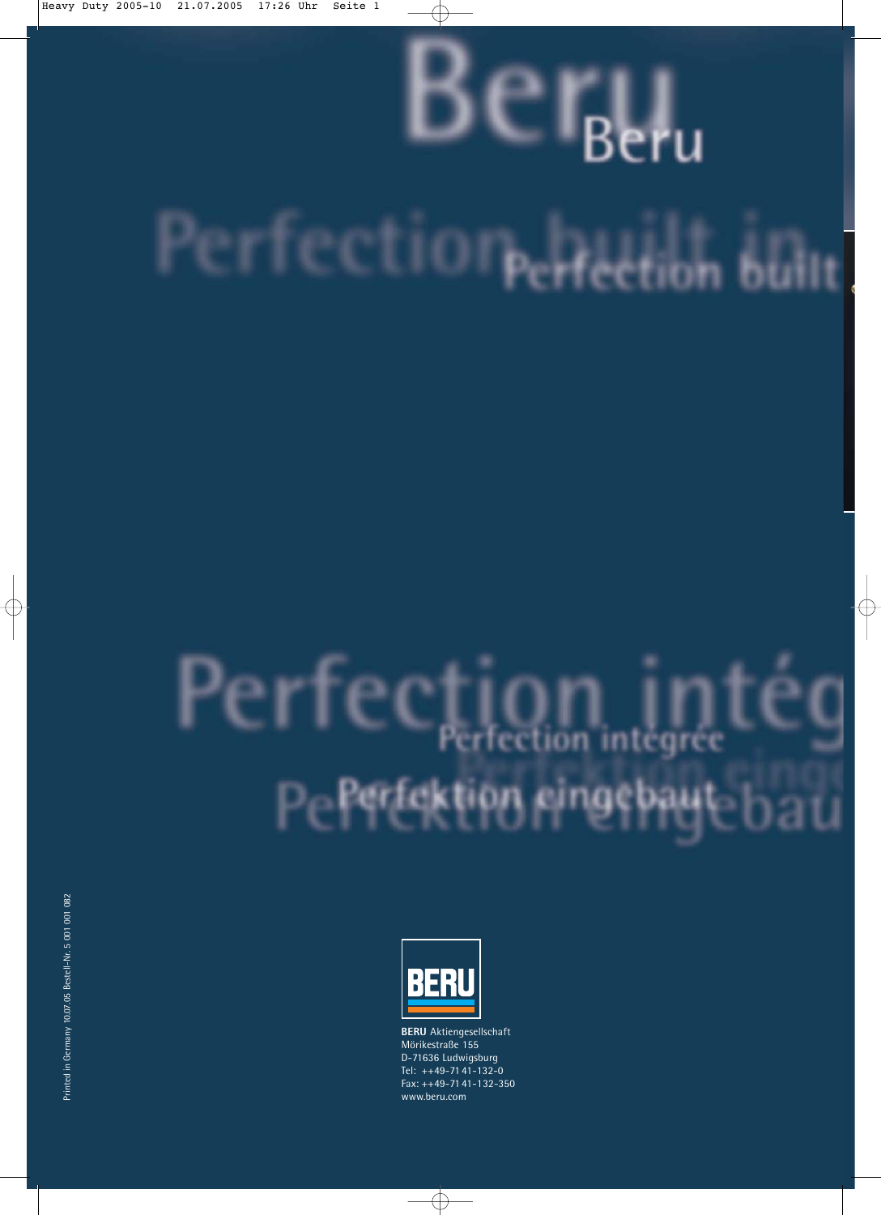# Beru

## Perfection built in

## Perfection intégrée

## Perfektion eingebaut

BERU

**BERU** Aktiengesellschaft
Mörikestraße 155
D-71636 Ludwigsburg
Tel: ++49-71 41-132-0
Fax: ++49-71 41-132-350
www.beru.com

Printed in Germany 10.07.05 Bestell-Nr. 5 001 001 082